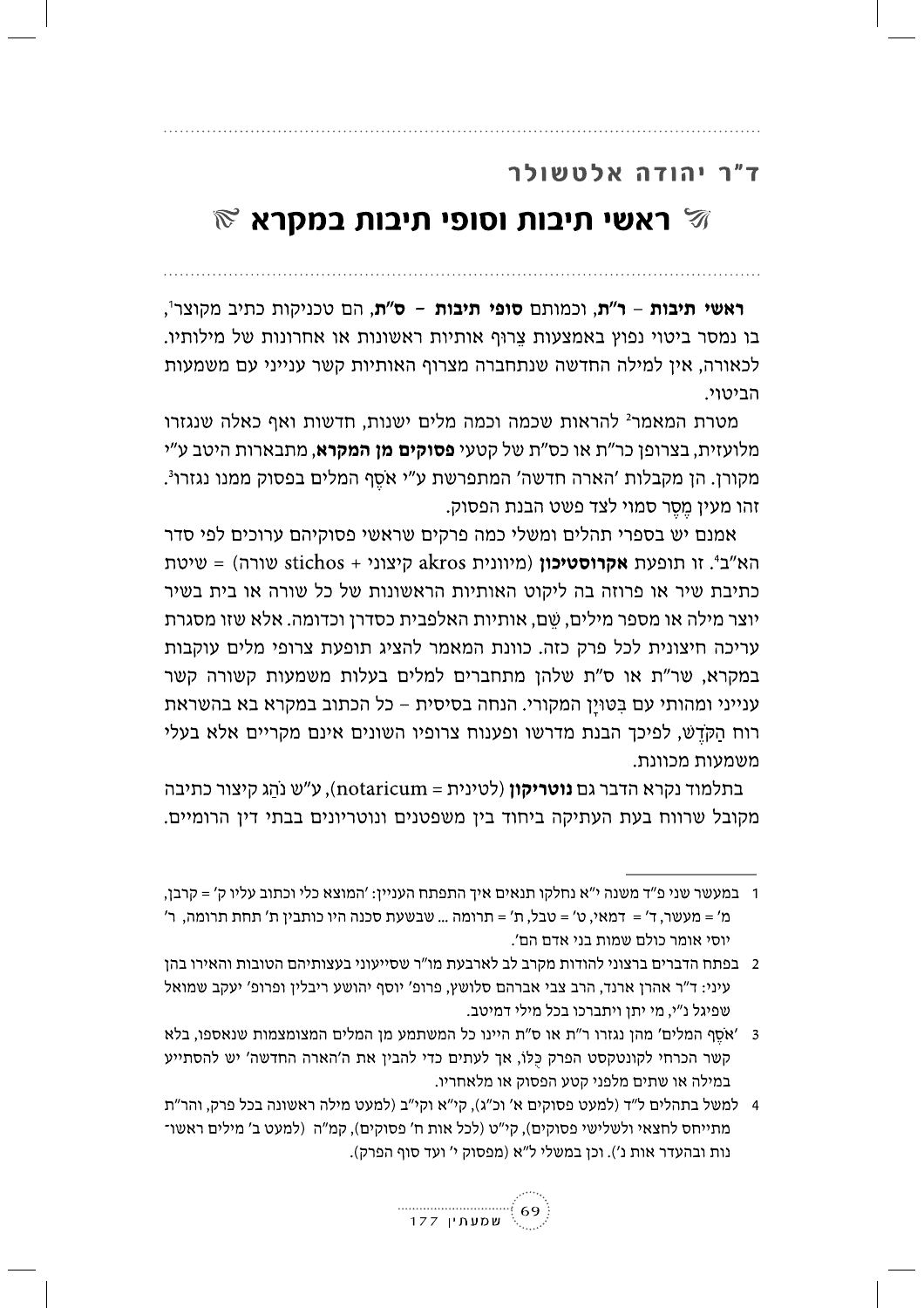**ד"ר יהודה אלטשולר**

# ראשי תיבות וסופי תיבות במקרא

**ראשי תיבות – ר"ת**, וכמותם **סופי תיבות – ס"ת**, הם טכניקות כתיב מקוצר[1], בו נמסר ביטוי נפוץ באמצעות צֵרוּף אותיות ראשונות או אחרונות של מילותיו. לכאורה, אין למילה החדשה שנתחברה מצרוף האותיות קשר ענייני עם משמעות הביטוי.

מטרת המאמר[2] להראות שכמה וכמה מלים ישנות, חדשות ואף כאלה שנגזרו מלועזית, בצרופן כר"ת או כס"ת של קטעי **פסוקים מן המקרא**, מתבארות היטב ע"י מקורן. הן מקבלות 'הארה חדשה' המתפרשת ע"י אֹסֶף המלים בפסוק ממנו נגזרו[3]. זהו מעין מֶסֶר סמוי לצד פשט הבנת הפסוק.

אמנם יש בספרי תהלים ומשלי כמה פרקים שראשי פסוקיהם ערוכים לפי סדר הא"ב[4]. זו תופעת **אקרוסטיכון** (מיוונית akros קיצוני + stichos שורה) = שיטת כתיבת שיר או פרוזה בה ליקוט האותיות הראשונות של כל שורה או בית בשיר יוצר מילה או מספר מילים, שֵׁם, אותיות האלפבית כסדרן וכדומה. אלא שזו מסגרת עריכה חיצונית לכל פרק כזה. כוונת המאמר להציג תופעת צרופי מלים עוקבות במקרא, שר"ת או ס"ת שלהן מתחברים למלים בעלות משמעות קשורה קשר ענייני ומהותי עם בִּטּוּיָן המקורי. הנחה בסיסית – כל הכתוב במקרא בא בהשראת רוח הַקֹּדֶשׁ, לפיכך הבנת מדרשו ופענוח צרופיו השונים אינם מקריים אלא בעלי משמעות מכוונת.

בתלמוד נקרא הדבר גם **נוטריקון** (לטינית = notaricum), ע"ש נֹהַג קיצור כתיבה מקובל שרווח בעת העתיקה ביחוד בין משפטנים ונוטריונים בבתי דין הרומיים.

---

1 במעשר שני פ"ד משנה י"א נחלקו תנאים איך התפתח העניין: 'המוצא כלי וכתוב עליו ק' = קרבן, מ' = מעשר, ד' = דמאי, ט' = טבל, ת' = תרומה ... שבשעת סכנה היו כותבין ת' תחת תרומה, ר' יוסי אומר כולם שמות בני אדם הם'.

2 בפתח הדברים ברצוני להודות מקרב לב לארבעת מו"ר שסייעוני בעצותיהם הטובות והאירו בהן עיני: ד"ר אהרן ארנד, הרב צבי אברהם סלושץ, פרופ' יוסף יהושע ריבלין ופרופ' יעקב שמואל שפיגל נ"י, מי יתן ויתברכו בכל מילי דמיטב.

3 'אֹסֶף המלים' מהן נגזרו ר"ת או ס"ת היינו כל המשתמע מן המלים המצומצמות שנאספו, בלא קשר הכרחי לקונטקסט הפרק כֻּלּוֹ, אך לעתים כדי להבין את ה'הארה החדשה' יש להסתייע במילה או שתים מלפני קטע הפסוק או מלאחריו.

4 למשל בתהלים ל"ד (למעט פסוקים א' וכ"ג), קי"א וקי"ב (למעט מילה ראשונה בכל פרק, והר"ת מתייחס לחצאי ולשלישי פסוקים), קי"ט (לכל אות ח' פסוקים), קמ"ה (למעט ב' מילים ראשונות ובהעדר אות נ'). וכן במשלי ל"א (מפסוק י' ועד סוף הפרק).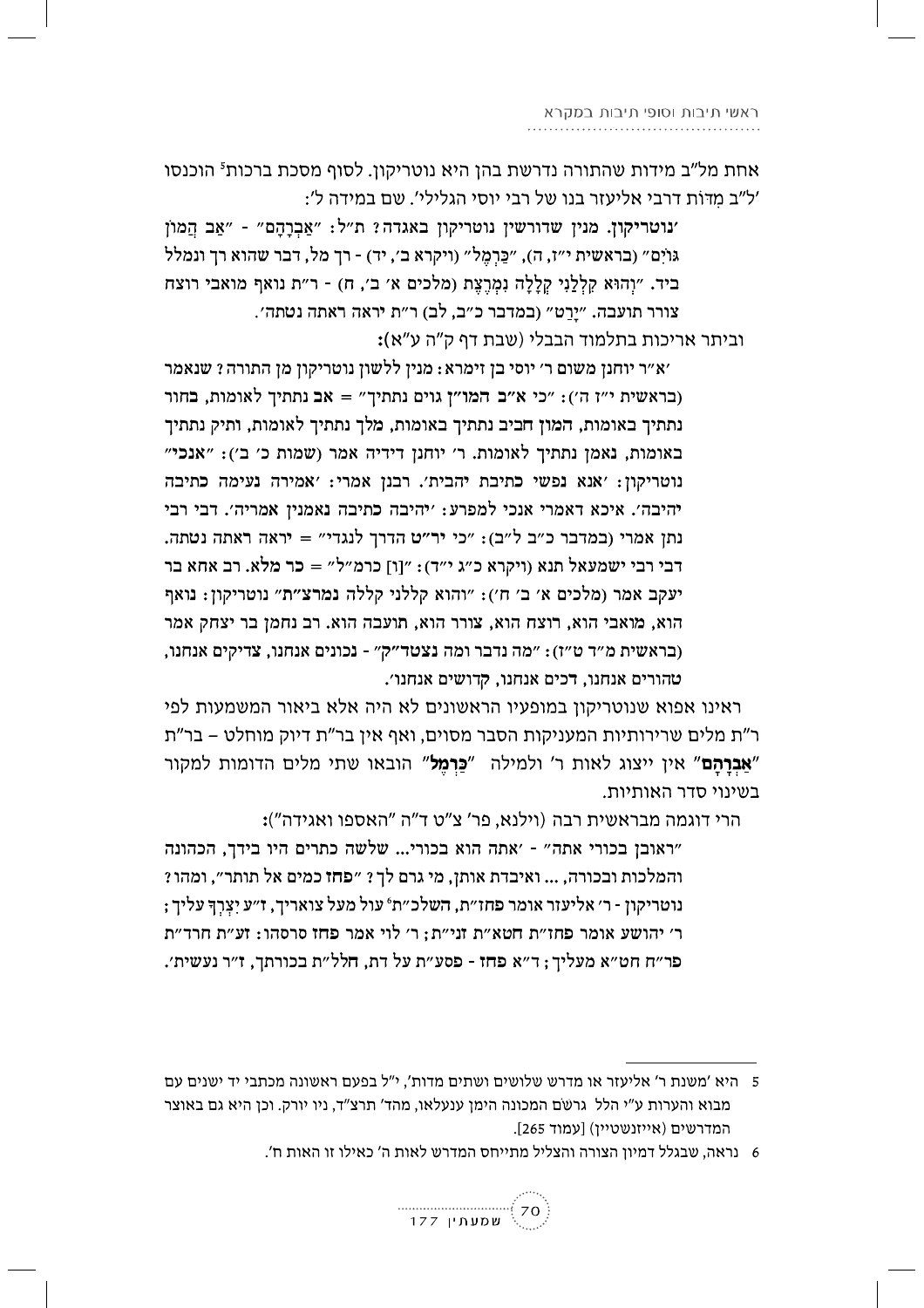אחת מל"ב מידות שהתורה נדרשת בהן היא נוטריקון. לסוף מסכת ברכות[5] הוכנסו 'ל"ב מִדּוֹת דרבי אליעזר בנו של רבי יוסי הגלילי'. שם במידה ל':

'**נוטריקון**. מנין שדורשין נוטריקון באגדה? ת"ל: "אַבְרָהָם" - "אַב הֲמוֹן גּוֹיִם" (בראשית י"ז, ה), "כַּרְמֶל" (ויקרא ב', יד) - רך מל, דבר שהוא רך ונמלל ביד. "וְהוּא קִלְלַנִי קְלָלָה נִמְרֶצֶת (מלכים א' ב', ח) - ר"ת נואף מואבי רוצח צורר תועבה. "יָרַט" (במדבר כ"ב, לב) ר"ת יראה ראתה נטתה'.

וביתר אריכות בתלמוד הבבלי (שבת דף ק"ה ע"א):

'א"ר יוחנן משום ר' יוסי בן זימרא: מנין ללשון נוטריקון מן התורה? שנאמר (בראשית י"ז ה'): "כי א"ב המו"ן גוים נתתיך" = **אב** נתתיך לאומות, **בחור** נתתיך באומות, **המון חביב** נתתיך באומות, **מלך** נתתיך לאומות, **ותיק** נתתיך באומות, **נאמן** נתתיך לאומות. ר' יוחנן דידיה אמר (שמות כ' ב'): "**אנכי**" נוטריקון: 'אנא נפשי כתיבת יהבית'. רבנן אמרי: 'אמירה נעימה כתיבה יהיבה'. איכא דאמרי אנכי למפרע: 'יהיבה כתיבה נאמנין אמריה'. דבי רבי נתן אמרי (במדבר כ"ב ל"ב): "כי יר"ט הדרך לנגדי" = **יראה ראתה נטתה**. דבי רבי ישמעאל תנא (ויקרא כ"ג י"ד): "[ו] כרמ"ל" = **כר מלא**. רב אחא בר יעקב אמר (מלכים א' ב' ח'): "והוא קללני קללה **נמרצ"ת**" נוטריקון: **נואף** הוא, **מואבי** הוא, **רוצח** הוא, **צורר** הוא, **תועבה** הוא. רב נחמן בר יצחק אמר (בראשית מ"ד ט"ז): "מה נדבר ומה **נצטד"ק**" - **נכונים** אנחנו, **צדיקים** אנחנו, **טהורים** אנחנו, **דכים** אנחנו, **קדושים** אנחנו'.

ראינו אפוא שנוטריקון במופעיו הראשונים לא היה אלא ביאור המשמעות לפי ר"ת מלים שרירותיות המעניקות הסבר מסוים, ואף אין בר"ת דיוק מוחלט – בר"ת "**אַבְרָהָם**" אין ייצוג לאות ר' ולמילה "**כַּרְמֶל**" הובאו שתי מלים הדומות למקור בשינוי סדר האותיות.

הרי דוגמה מבראשית רבה (וילנא, פר' צ"ט ד"ה "האספו ואגידה"):

"ראובן בכורי אתה" - 'אתה הוא בכורי... שלשה כתרים היו בידך, הכהונה והמלכות ובכורה, ... ואיבדת אותן, מי גרם לך? "**פחז** כמים אל תותר", ומהו? נוטריקון - ר' אליעזר אומר **פחז"ת**, **השלכ"ת**[6] עול מעל צואריך, **ז"ע** יִצְרְךָ עליך; ר' יהושע אומר **פחז"ת** **חטא"ת** **זני"ת**; ר' לוי אמר **פחז** סרסהו: **זע"ת** **חרד"ת** **פר"ח** **חט"א** מעליך; ד"א **פחז** - **פסע"ת** על דת, **חלל"ת** בכורתך, **ז"ר** נעשית'.

---

5 היא 'משנת ר' אליעזר או מדרש שלושים ושתים מדות', י"ל בפעם ראשונה מכתבי יד ישנים עם מבוא והערות ע"י הלל גרשׂם המכונה הימן ענעלאו, מהד' תרצ"ד, ניו יורק. וכן היא גם באוצר המדרשים (אייזנשטיין) [עמוד 265].

6 נראה, שבגלל דמיון הצורה והצליל מתייחס המדרש לאות ה' כאילו זו האות ח'.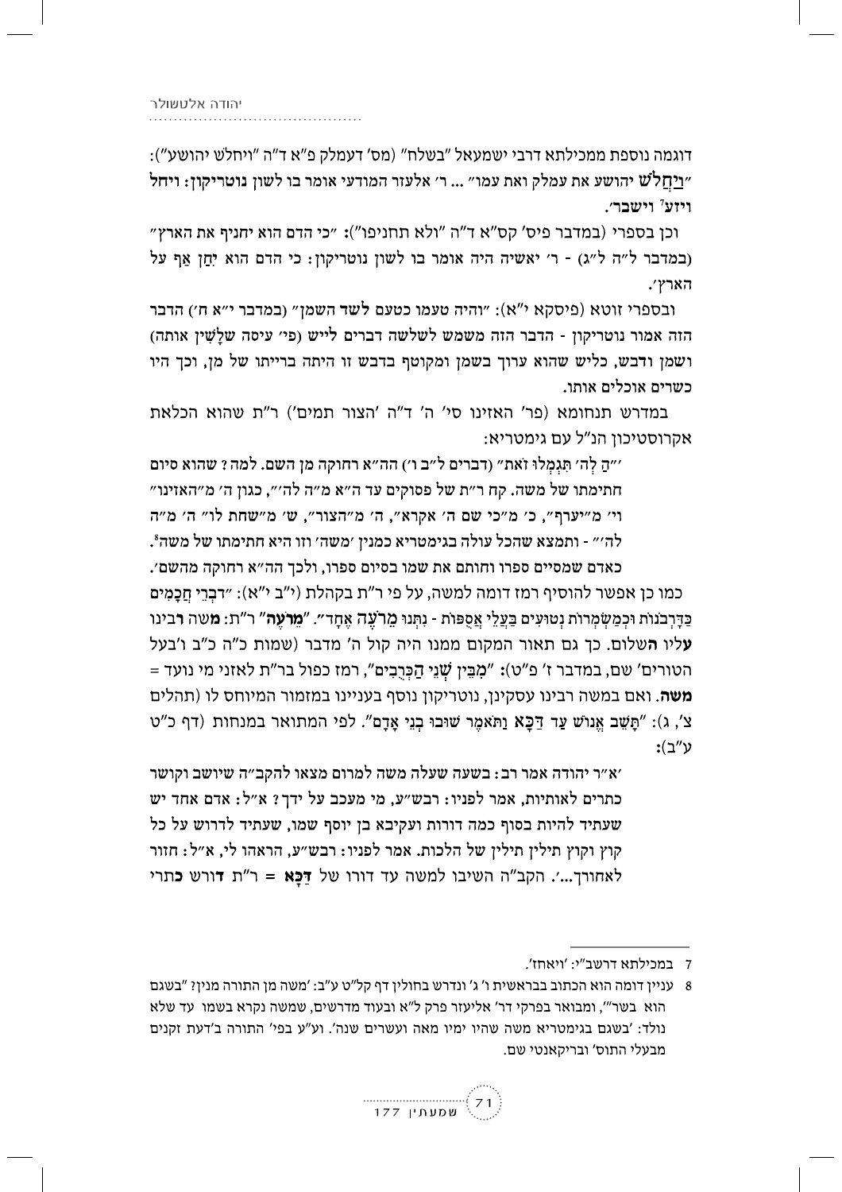דוגמה נוספת ממכילתא דרבי ישמעאל "בשלח" (מס' דעמלק פ"א ד"ה "ויחלש יהושע"): "וַיַּחֲלֹשׁ יהושע את עמלק ואת עמו" ... ר' אלעזר המודעי אומר בו לשון **נוטריקון: ויחל ויזע[7] וישבר**'.

וכן בספרי (במדבר פיס' קס"א ד"ה "ולא תחניפו")**:** "כי הדם הוא יחניף את הארץ" (במדבר ל"ה ל"ג) - ר' יאשיה היה אומר בו לשון נוטריקון: כי הדם הוא יַחַן אַף על הארץ'.

ובספרי זוטא (פיסקא י"א): "והיה טעמו כטעם **לשד השמן**" (במדבר י"א ח') הדבר הזה אמור נוטריקון - הדבר הזה משמש לשלשה דברים לייש (פי' עיסה שלָשִׁין אותה) ושמן ודבש, כליש שהוא ערוך בשמן ומקוטף בדבש זו היתה ברייתו של מן, וכך היו כשרים אוכלים אותו.

במדרש תנחומא (פר' האזינו סי' ה' ד"ה 'הצור תמים') ר"ת שהוא הכלאת אקרוסטיכון הנ"ל עם גימטריא:

> '"הַ לְה' תִּגְמְלוּ זֹאת" (דברים ל"ב ו') הה"א רחוקה מן השם. למה? שהוא סיום חתימתו של משה. קח ר"ת של פסוקים עד ה"א מ"ה לה'", כגון ה' מ"האזינו" וי' מ"יערף", כ' מ"כי שם ה' אקרא", ה' מ"הצור", ש' מ"שחת לו" ה' מ"ה לה'" - ותמצא שהכל עולה בגימטריא כמנין 'משה' וזו היא חתימתו של משה[8]. כאדם שמסיים ספרו וחותם את שמו בסיום ספרו, ולכך הה"א רחוקה מהשם'.

כמו כן אפשר להוסיף רמז דומה למשה, על פי ר"ת בקהלת (י"ב י"א): "דִּבְרֵי חֲכָמִים כַּדָּרְבֹנוֹת וּכְמַשְׂמְרוֹת נְטוּעִים בַּעֲלֵי אֲסֻפּוֹת - נִתְּנוּ מֵרֹעֶה אֶחָד". "**מֵרֹעֶה**" ר"ת: **מ**שה **ר**בינו **ע**ליו **ה**שלום. כך גם תאור המקום ממנו היה קול ה' מדבר (שמות כ"ה כ"ב ו'בעל הטורים' שם, במדבר ז' פ"ט)**:** "מִבֵּין שְׁנֵי הַכְּרֻבִים", רמז כפול בר"ת לאזני מי נועד = **משה**. ואם במשה רבינו עסקינן, נוטריקון נוסף בענייננו במזמור המיוחס לו (תהלים צ', ג): "תָּשֵׁב אֱנוֹשׁ עַד דַּכָּא וַתֹּאמֶר שׁוּבוּ בְנֵי אָדָם". לפי המתואר במנחות (דף כ"ט ע"ב)**:**

> 'א"ר יהודה אמר רב: בשעה שעלה משה למרום מצאו להקב"ה שיושב וקושר כתרים לאותיות, אמר לפניו: רבש"ע, מי מעכב על ידך? א"ל: אדם אחד יש שעתיד להיות בסוף כמה דורות ועקיבא בן יוסף שמו, שעתיד לדרוש על כל קוץ וקוץ תילין תילין של הלכות. אמר לפניו: רבש"ע, הראהו לי, א"ל: חזור לאחורך...'. הקב"ה השיבו למשה עד דורו של **דַּכָּא** = ר"ת **ד**ורש **כ**תרי

---

7 במכילתא דרשב"י: 'ויאחז'.

8 עניין דומה הוא הכתוב בבראשית ו' ג' ונדרש בחולין דף קל"ט ע"ב: 'משה מן התורה מנין? "בשגם הוא בשר"', ומבואר בפרקי דר' אליעזר פרק ל"א ובעוד מדרשים, שמשה נקרא בשמו עד שלא נולד: 'בשגם בגימטריא משה שהיו ימיו מאה ועשרים שנה'. וע"ע בפי' התורה ב'דעת זקנים מבעלי התוס' ובריקאנטי שם.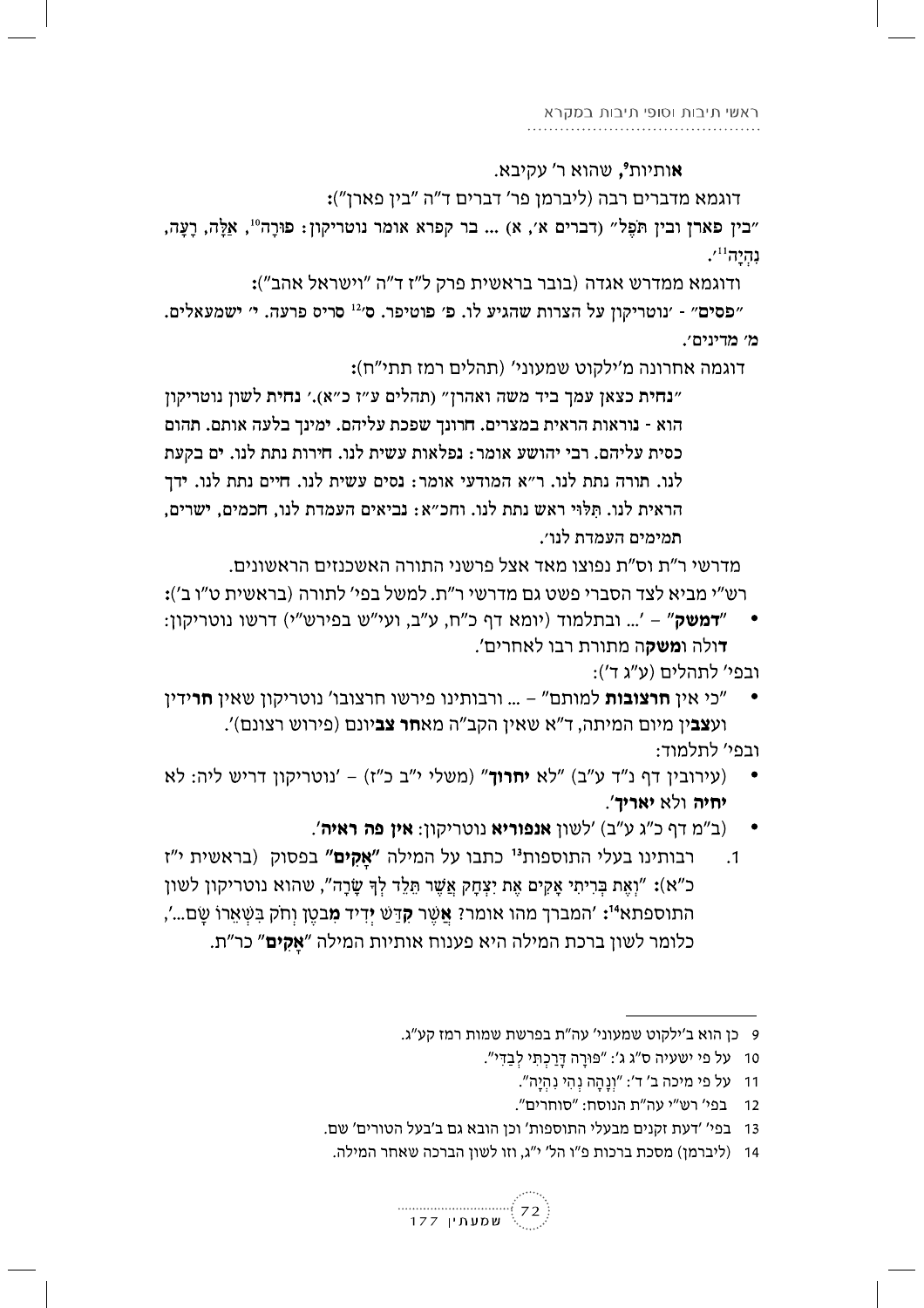**אותיות**[9], שהוא ר' עקיבא.

דוגמא מדברים רבה (ליברמן פר' דברים ד"ה "בין פארן"):

"בין **פארן** ובין תֹּפֶל" (דברים א', א) ... בר קפרא אומר נוטריקון: **פ**וּרָה[10], **אַ**לָּה, **רָ**עָה, **נְ**הָיָה[11]'.

ודוגמא ממדרש אגדה (בובר בראשית פרק ל"ז ד"ה "וישראל אהב"):

"**פסים**" - 'נוטריקון על הצרות שהגיע לו. **פ'** פוטיפר. **ס'**[12] סריס פרעה. **י'** ישמעאלים. **מ'** מדינים'.

דוגמה אחרונה מ'ילקוט שמעוני' (תהלים רמז תתי"ח):

"**נחית** כצאן עמך ביד משה ואהרן" (תהלים ע"ז כ"א).' **נחית** לשון נוטריקון הוא - **נ**וראות הראית במצרים. **ח**רונך שפכת עליהם. **י**מינך בלעה אותם. **ת**הום כסית עליהם. רבי יהושע אומר: **נ**פלאות עשית לנו. **ח**ירות נתת לנו. **י**ם בקעת לנו. **ת**ורה נתת לנו. ר"א המודעי אומר: **נ**סים עשית לנו. **ח**יים נתת לנו. **י**דך הראית לנו. **ת**ּלוּי ראש נתת לנו. וחכ"א: **נ**ביאים העמדת לנו, **ח**כמים, **י**שרים, **ת**מימים העמדת לנו'.

מדרשי ר"ת וס"ת נפוצו מאד אצל פרשני התורה האשכנזים הראשונים.

רש"י מביא לצד הסברי פשט גם מדרשי ר"ת. למשל בפי' לתורה (בראשית ט"ו ב'):

- "**דמשק**" – '... ובתלמוד (יומא דף כ"ח, ע"ב, ועי"ש בפירש"י) דרשו נוטריקון: **ד**ולה **ומשק**ה מתורת רבו לאחרים'.

ובפי' לתהלים (ע"ג ד'):

- "כי אין **חרצובות** למותם" – ... ורבותינו פירשו חרצובו' נוטריקון שאין **חר**ידין ועצבין מיום המיתה, ד"א שאין הקב"ה מא**חר צב**יונם (פירוש רצונם)'.

ובפי' לתלמוד:

- (עירובין דף נ"ד ע"ב) "לא **יחרוך**" (משלי י"ב כ"ז) – 'נוטריקון דריש ליה: לא **יחיה** ולא **יאריך**'.
- (ב"מ דף כ"ג ע"ב) 'לשון **אנפוריא** נוטריקון: **אין פה ראיה**'.

1. רבותינו בעלי התוספות[13] כתבו על המילה "**אָקִים**" בפסוק (בראשית י"ז כ"א): "וְאֶת בְּרִיתִי אָקִים אֶת יִצְחָק אֲשֶׁר תֵּלֵד לְךָ שָׂרָה", שהוא נוטריקון לשון התוספתא[14]: 'המברך מהו אומר? **אֲ**שֶׁר **קִ**דֵּשׁ **יְ**דִיד **מִ**בֶּטֶן וְחֹק בִּשְׁאֵרוֹ שָׂם...', כלומר לשון ברכת המילה היא פענוח אותיות המילה "**אָקִים**" כר"ת.

---

9 כן הוא ב'ילקוט שמעוני' עה"ת בפרשת שמות רמז קע"ג.

10 על פי ישעיה ס"ג ג': "פּוּרָה דָּרַכְתִּי לְבַדִּי".

11 על פי מיכה ב' ד': "וְנָהָה נְהִי נִהְיָה".

12 בפי' רש"י עה"ת הנוסח: "סוחרים".

13 בפי' 'דעת זקנים מבעלי התוספות' וכן הובא גם ב'בעל הטורים' שם.

14 (ליברמן) מסכת ברכות פ"ו הל' י"ג, וזו לשון הברכה שאחר המילה.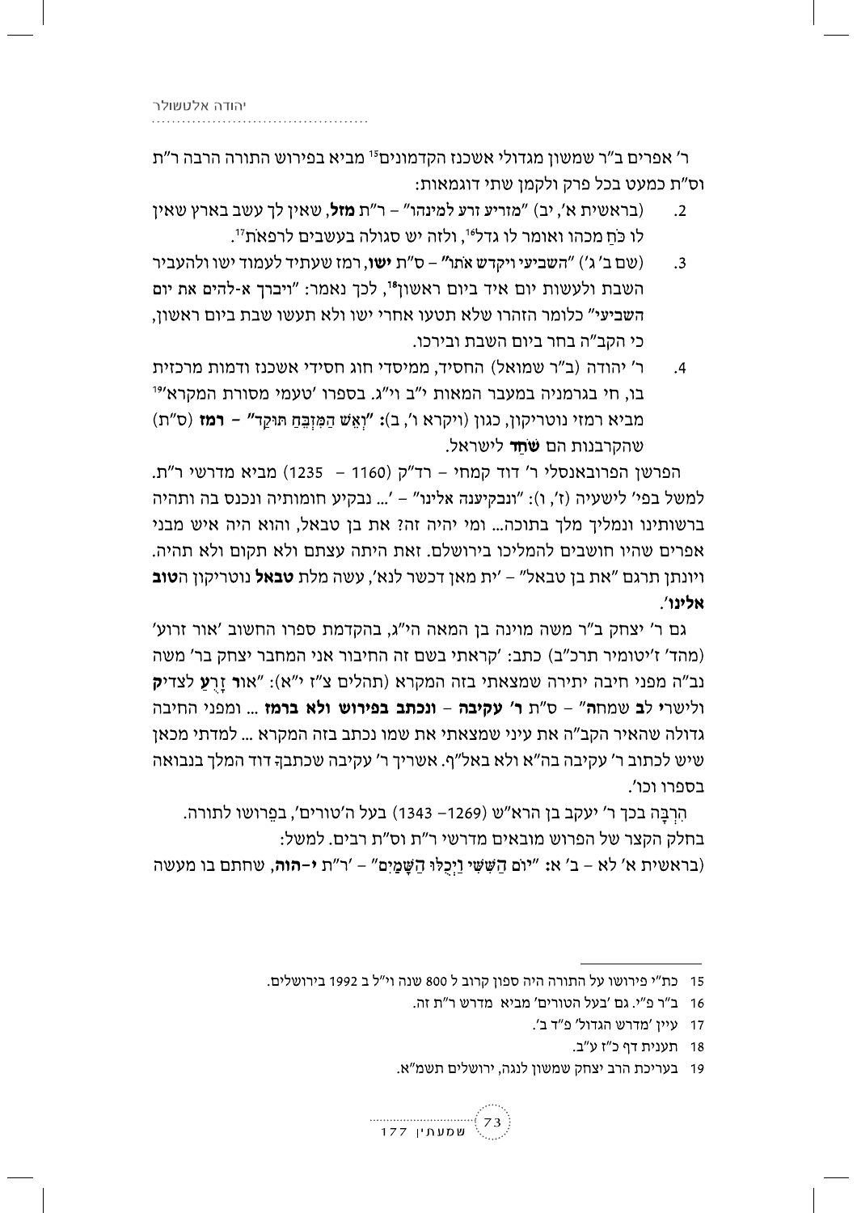ר' אפרים ב"ר שמשון מגדולי אשכנז הקדמונים[15] מביא בפירוש התורה הרבה ר"ת וס"ת כמעט בכל פרק ולקמן שתי דוגמאות:

2. (בראשית א', יב) "מזריע זרע למינהו" – ר"ת **מזל**, שאין לך עשב בארץ שאין לו כֹּחַ מכהו ואומר לו גדל[16], ולזה יש סגולה בעשבים לרפאות[17].

3. (שם ב' ג') "השביעי ויקדש אֹתו" – ס"ת **ישו**, רמז שעתיד לעמוד ישו ולהעביר השבת ולעשות יום איד ביום ראשון[18], לכך נאמר: "**ויברך א-להים את יום השביעי**" כלומר הזהרו שלא תטעו אחרי ישו ולא תעשו שבת ביום ראשון, כי הקב"ה בחר ביום השבת ובירכו.

4. ר' יהודה (ב"ר שמואל) החסיד, ממיסדי חוג חסידי אשכנז ודמות מרכזית בו, חי בגרמניה במעבר המאות י"ב וי"ג. בספרו 'טעמי מסורת המקרא'[19] מביא רמזי נוטריקון, כגון (ויקרא ו', ב)**: "וְאֵשׁ הַמִּזְבֵּחַ תּוּקַד" – רמז** (ס"ת) שהקרבנות הם **שֹׁחַד** לישראל.

הפרשן הפרובאנסלי ר' דוד קמחי – רד"ק (1160 – 1235) מביא מדרשי ר"ת. למשל בפי' לישעיה (ז', ו): "ונבקיענה אלינו" – '... נבקיע חומותיה ונכנס בה ותהיה ברשותינו ונמליך מלך בתוכה... ומי יהיה זה? את בן טבאל, והוא היה איש מבני אפרים שהיו חושבים להמליכו בירושלם. זאת היתה עצתם ולא תקום ולא תהיה. ויונתן תרגם "את בן טבאל" – 'ית מאן דכשר לנא', עשה מלת **טבאל** נוטריקון ה**טוב אלינו**'.

גם ר' יצחק ב"ר משה מוינה בן המאה הי"ג, בהקדמת ספרו החשוב 'אור זרוע' (מהד' ז'יטומיר תרכ"ב) כתב: 'קראתי בשם זה החיבור אני המחבר יצחק בר' משה נב"ה מפני חיבה יתירה שמצאתי בזה המקרא (תהלים צ"ז י"א): "**אור** זָרֻ**עַ** לצדי**ק** ולישרי **ל**ב שמח**ה**" – ס"ת **ר' עקיבה** – **ונכתב בפירוש ולא ברמז** ... ומפני החיבה גדולה שהאיר הקב"ה את עיני שמצאתי את שמו נכתב בזה המקרא ... למדתי מכאן שיש לכתוב ר' עקיבה בה"א ולא באל"ף. אשריך ר' עקיבה שכתבךָ דוד המלך בנבואה בספרו וכו'.

הִרְבָּה בכך ר' יעקב בן הרא"ש (1269– 1343) בעל ה'טורים', בפֵרושו לתורה. בחלק הקצר של הפרוש מובאים מדרשי ר"ת וס"ת רבים. למשל:

(בראשית א' לא – ב' א**: "יוֹם הַשִּׁשִּׁי וַיְכֻלּוּ הַשָּׁמַיִם"** – 'ר"ת **י–הוה**, שחתם בו מעשה

---

15 כת"י פירושו על התורה היה ספון קרוב ל 800 שנה וי"ל ב 1992 בירושלים.

16 ב"ר פ"י. גם 'בעל הטורים' מביא מדרש ר"ת זה.

17 עיין 'מדרש הגדול' פ"ד ב'.

18 תענית דף כ"ז ע"ב.

19 בעריכת הרב יצחק שמשון לנגה, ירושלים תשמ"א.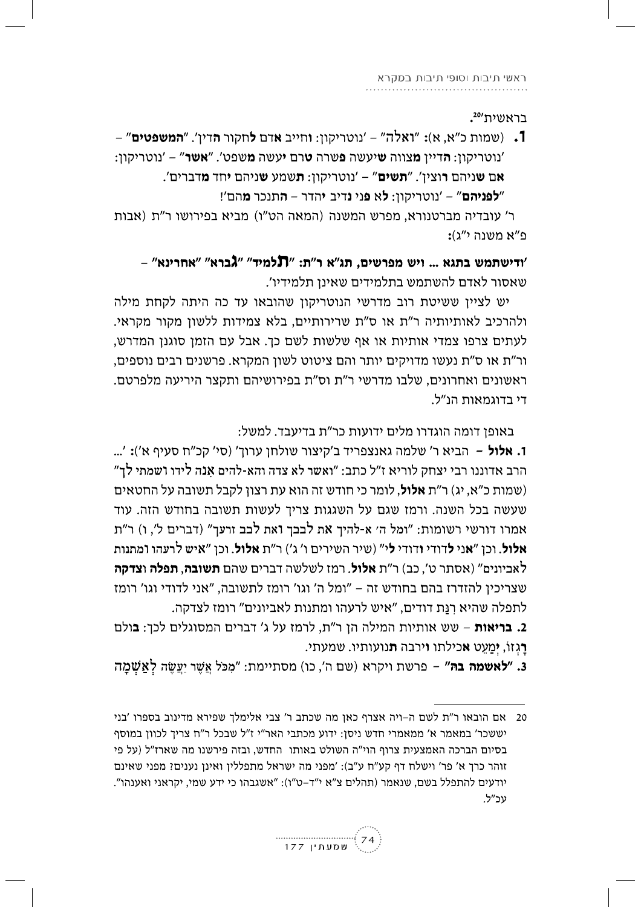בראשית'[20].

**1.** (שמות כ"א, א): "**ו**אלה" – 'נוטריקון: **ו**חייב **א**דם **ל**חקור **ה**דין'. "**המשפטים**" – 'נוטריקון: **ה**דיין **מ**צווה **ש**יעשה **פ**שרה **ט**רם **י**עשה **מ**שפט'. "**אשר**" – 'נוטריקון: **א**ם **ש**ניהם **ר**וצין'. "**תשים**" – 'נוטריקון: **ת**שמע **ש**ניהם **י**חד **מ**דברים'.

"**לפניהם**" – 'נוטריקון: **ל**א **פ**ני **נ**דיב **י**הדר – **ה**תנכר **מ**הם'!

ר' עובדיה מברטנורא, מפרש המשנה (המאה הט"ו) מביא בפירושו ר"ת (אבות פ"א משנה י"ג):

**'ודישתמש בתגא ... ויש מפרשים, תג"א ר"ת: "תלמיד" "גברא" "אחרינא"** – שאסור לאדם להשתמש בתלמידים שאינן תלמידיו'.

יש לציין ששיטת רוב מדרשי הנוטריקון שהובאו עד כה היתה לקחת מילה ולהרכיב לאותיותיה ר"ת או ס"ת שרירותיים, בלא צמידות ללשון מקור מקראי. לעתים צרפו צמדי אותיות או אף שלשות לשם כך. אבל עם הזמן סוגנן המדרש, ור"ת או ס"ת נעשו מדויקים יותר והם ציטוט לשון המקרא. פרשנים רבים נוספים, ראשונים ואחרונים, שלבו מדרשי ר"ת וס"ת בפירושיהם ותקצר היריעה מלפרטם. די בדוגמאות הנ"ל.

באופן דומה הוגדרו מלים ידועות כר"ת בדיעבד. למשל:

**1. אלול** – הביא ר' שלמה גאנצפריד ב'קיצור שולחן ערוך' (סי' קכ"ח סעיף א'): '... הרב אדוננו רבי יצחק לוריא ז"ל כתב: "ואשר לא צדה והא-להים **א**ִנה **ל**ידו **ו**שמתי **ל**ך" (שמות כ"א, יג) ר"ת **אלול**, לומר כי חודש זה הוא עת רצון לקבל תשובה על החטאים שעשה בכל השנה. ורמז שגם על השגגות צריך לעשות תשובה בחודש הזה. עוד אמרו דורשי רשומות: "ומל ה' א-להיך **א**ת **ל**בבך **ו**את **ל**בב זרעך" (דברים ל', ו) ר"ת **אלול**. וכן "**א**ני **ל**דודי **ו**דודי **ל**י" (שיר השירים ו' ג') ר"ת **אלול**. וכן "**א**יש **ל**רעהו **ו**מתנות **ל**אביונים" (אסתר ט', כב) ר"ת **אלול**. רמז לשלשה דברים שהם **תשובה**, **תפלה** **וצדקה** שצריכין להזדרז בהם בחודש זה – "ומל ה' וגו' רומז לתשובה, "אני לדודי וגו' רומז לתפלה שהיא רִנַת דודים, "איש לרעהו ומתנות לאביונים" רומז לצדקה.

**2. בריאות** – שש אותיות המילה הן ר"ת, לרמז על ג' דברים המסוגלים לכך: **ב**ולם **ר**ָגזו, **יְ**מַעֵט **א**כילתו **ו**ירבה **ת**נועותיו. שמעתי.

**3. "לאשמה בה"** – פרשת ויקרא (שם ה', כו) מסתיימת: "מִכֹּל אֲשֶׁר יַעֲשֶׂה לְאַשְׁמָה

---

[20] אם הובאו ר"ת לשם ה–ויה אצרף כאן מה שכתב ר' צבי אלימלך שפירא מדינוב בספרו 'בני יששכר' במאמר א' ממאמרי חדש ניסן: ידוע מכתבי האר"י ז"ל שבכל ר"ח צריך לכוון במוסף בסיום הברכה האמצעית צרוף הוי"ה השולט באותו החדש, ובזה פירשנו מה שארז"ל (על פי זוהר כרך א' פר' וישלח דף קע"ח ע"ב): 'מפני מה ישראל מתפללין ואינן נענים? מפני שאינם יודעים להתפלל בשם, שנאמר (תהלים צ"א י"ד–ט"ו): "אשגבהו כי ידע שמי, יקראני ואענהו". עכ"ל.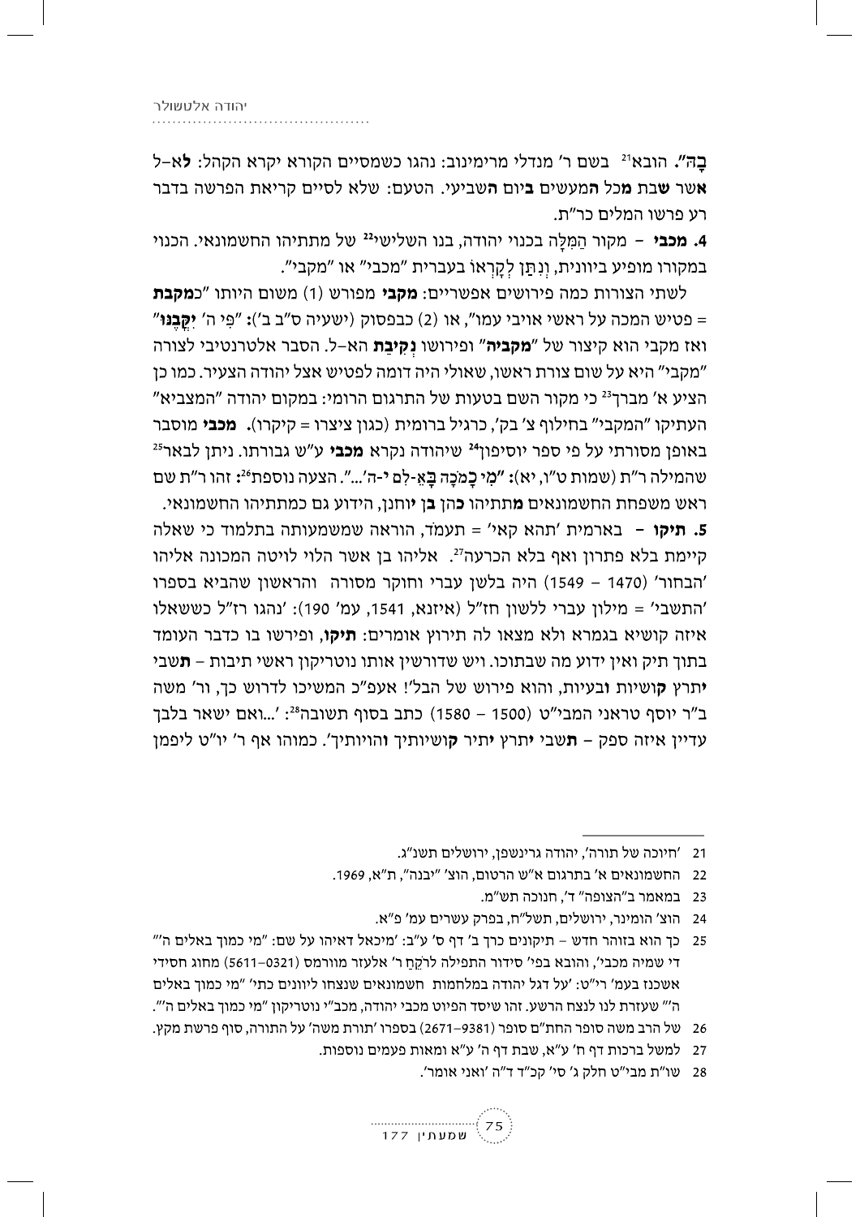**בָּהּ".** הובא[21] בשם ר' מנדלי מרימינוב: נהגו כשמסיים הקורא יקרא הקהל: **לא**–ל **א**שר **ש**בת **מ**כל **ה**מעשים **ב**יום **ה**שביעי. הטעם: שלא לסיים קריאת הפרשה בדבר רע פרשו המלים כר"ת.

**4. מכבי** – מקור הַמִּלָּה בכנוי יהודה, בנו השלישי[22] של מתתיהו החשמונאי. הכנוי במקורו מופיע ביוונית, וְנִתָּן לְקָרְאוֹ בעברית "מכבי" או "מקבי".

לשתי הצורות כמה פירושים אפשריים: **מקבי** מפורש (1) משום היותו "כ**מקבת** = פטיש המכה על ראשי אויבי עמו", או (2) כבפסוק (ישעיה ס"ב ב'): "פִּי ה' **יִקֳּבֶנּוּ**" ואז מקבי הוא קיצור של "**מקביה**" ופירושו **נְקִיבַת** הא–ל. הסבר אלטרנטיבי לצורה "מקבי" היא על שום צורת ראשו, שאולי היה דומה לפטיש אצל יהודה הצעיר. כמו כן הציע א' מברך[23] כי מקור השם בטעות של התרגום הרומי: במקום יהודה "המצביא" העתיקו "המקבי" בחילוף צ' בק', כרגיל ברומית (כגון ציצרו = קיקרו). **מכבי** מוסבר באופן מסורתי על פי ספר יוסיפון[24] שיהודה נקרא **מכבי** ע"ש גבורתו. ניתן לבאר[25] שהמילה ר"ת (שמות ט"ו, יא): **"מִי כָמֹכָה בָּאֵ-לִם י-ה'..."**. הצעה נוספת[26]**:** זהו ר"ת שם ראש משפחת החשמונאים **מ**תתיהו **כ**הן **ב**ן **י**וחנן, הידוע גם כמתתיהו החשמונאי.

**5. תיקו** – בארמית 'תהא קאי' = תעמֹד, הוראה שמשמעותה בתלמוד כי שאלה קיימת בלא פתרון ואף בלא הכרעה[27]. אליהו בן אשר הלוי לויטה המכונה אליהו 'הבחור' (1470 – 1549) היה בלשן עברי וחוקר מסורה והראשון שהביא בספרו 'התשבי' = מילון עברי ללשון חז"ל (איזנא, 1541, עמ' 190): 'נהגו רז"ל כששאלו איזה קושיא בגמרא ולא מצאו לה תירוץ אומרים: **תיקו**, ופירשו בו כדבר העומד בתוך תיק ואין ידוע מה שבתוכו. ויש שדורשין אותו נוטריקון ראשי תיבות – **ת**שבי **י**תרץ **ק**ושיות **ו**בעיות, והוא פירוש של הבל'! אעפ"כ המשיכו לדרוש כך, ור' משה ב"ר יוסף טראני המבי"ט (1500 – 1580) כתב בסוף תשובה[28]: '...ואם ישאר בלבך עדיין איזה ספק – **ת**שבי **י**תרץ **י**תיר **ק**ושיותיך **ו**הויותיך'. כמוהו אף ר' יו"ט ליפמן

---

21 'חיוכה של תורה', יהודה גרינשפן, ירושלים תשנ"ג.

22 החשמונאים א' בתרגום א"ש הרטום, הוצ' "יבנה", ת"א, 1969.

23 במאמר ב"הצופה" ד', חנוכה תש"מ.

24 הוצ' הומינר, ירושלים, תשל"ח, בפרק עשרים עמ' פ"א.

25 כך הוא בזוהר חדש – תיקונים כרך ב' דף ס' ע"ב: 'מיכאל דאיהו על שם: "מי כמוך באלים ה'" די שמיה מכבי', והובא בפי' סידור התפילה לרֹקֵחַ ר' אלעזר מוורמס (0321–5611) מחוג חסידי אשכנז בעמ' רי"ט: 'על דגל יהודה במלחמות חשמונאים שנצחו ליוונים כתי' "מי כמוך באלים ה'" שעזרת לנו לנצח הרשע. זהו שיסד הפיוט מכבי יהודה, מכב"י נוטריקון "מי כמוך באלים ה'".

26 של הרב משה סופר החת"ם סופר (9381–2671) בספרו 'תורת משה' על התורה, סוף פרשת מקץ.

27 למשל ברכות דף ח' ע"א, שבת דף ה' ע"א ומאות פעמים נוספות.

28 שו"ת מבי"ט חלק ג' סי' קכ"ד ד"ה 'ואני אומר'.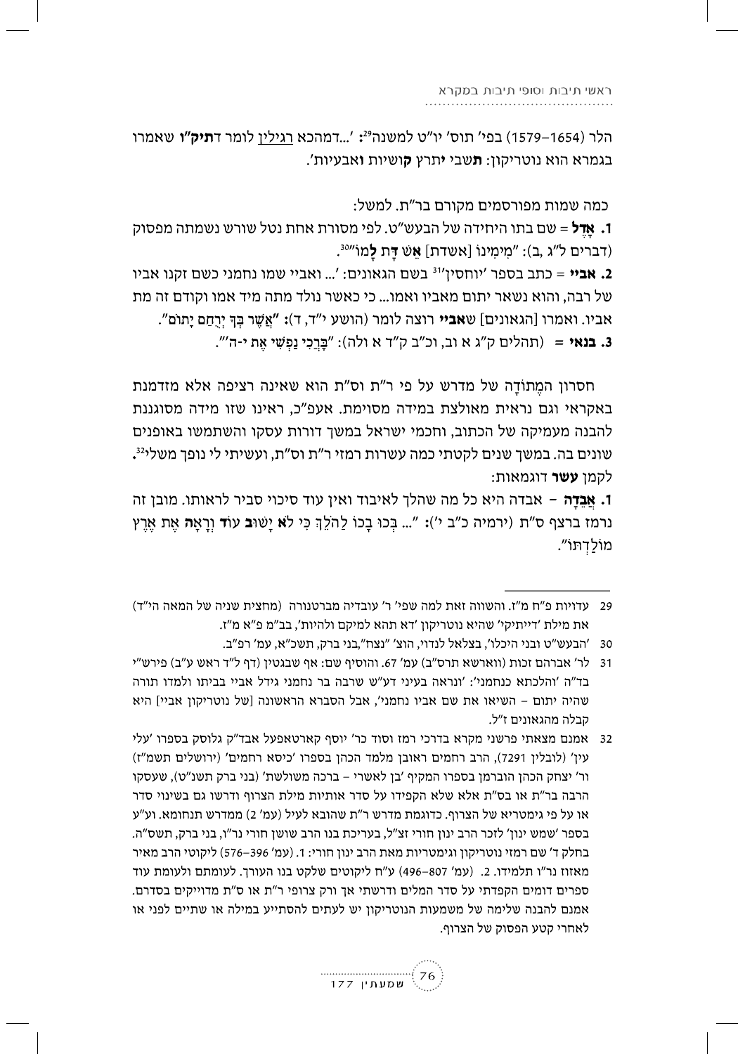הלר (1654–1579) בפי' תוס' יו"ט למשנה[29]: '...דמהכא רגילין לומר ד**תיק"ו** שאמרו בגמרא הוא נוטריקון: **ת**שבי **י**תרץ **ק**ושיות **ו**אבעיות'.

כמה שמות מפורסמים מקורם בר"ת. למשל:

**1. אָדֶל** = שם בתו היחידה של הבעש"ט. לפי מסורת אחת נטל שורש נשמתה מפסוק (דברים ל"ג ,ב): "מִימִינוֹ [אשדת] **אֵשׁ דָּת לָמוֹ**"[30].

**2. אביי** = כתב בספר 'יוחסין'[31] בשם הגאונים: '... ואביי שמו נחמני כשם זקנו אביו של רבה, והוא נשאר יתום מאביו ואמו... כי כאשר נולד מתה מיד אמו וקודם זה מת אביו. ואמרו [הגאונים] ש**אביי** רוצה לומר (הושע י"ד, ד): "**אֲשֶׁר בְּךָ יְרֻחַם יָתוֹם**".

**3. בנאי** = (תהלים ק"ג א וב, וכ"ב ק"ד א ולה): "**בָּ**רְכִי **נַ**פְשִׁי **אֶ**ת **י-**ה'".

חסרון המֶתוֹדָה של מדרש על פי ר"ת וס"ת הוא שאינה רציפה אלא מזדמנת באקראי וגם נראית מאולצת במידה מסוימת. אעפ"כ, ראינו שזו מידה מסוגננת להבנה מעמיקה של הכתוב, וחכמי ישראל במשך דורות עסקו והשתמשו באופנים שונים בה. במשך שנים לקטתי כמה עשרות רמזי ר"ת וס"ת, ועשיתי לי נופך משלי[32]. לקמן **עשר** דוגמאות:

**1. אֲבֵדָה** – אבדה היא כל מה שהלך לאיבוד ואין עוד סיכוי סביר לראותו. מובן זה נרמז ברצף ס"ת (ירמיה כ"ב י'): "... בְּכוּ בָכוֹ לַהֹלֵ**ךְ** כִּי ל**א** יָשׁו**ּב** עו**ֹד** וְרָא**ָה** אֶת אֶרֶץ מוֹלַדְתּוֹ".

---

29 עדויות פ"ח מ"ז. והשווה זאת למה שפי' ר' עובדיה מברטנורה (מחצית שניה של המאה הי"ד) את מילת 'דייתיקי' שהיא נוטריקון 'דא תהא למיקם ולהיות', בב"מ פ"א מ"ז.

30 'הבעש"ט ובני היכלו', בצלאל לנדוי, הוצ' "נצח",בני ברק, תשכ"א, עמ' רפ"ב.

31 לר' אברהם זכות (ווארשא תרס"ב) עמ' 67. והוסיף שם: אף שבגטין (דף ל"ד ראש ע"ב) פירש"י בד"ה 'והלכתא כנחמני': 'ונראה בעיני דע"ש שרבה בר נחמני גידל אביי בביתו ולמדו תורה שהיה יתום – השיאו את שם אביו נחמני', אבל הסברא הראשונה [של נוטריקון אביי] היא קבלה מהגאונים ז"ל.

32 אמנם מצאתי פרשני מקרא בדרכי רמז וסוד כר' יוסף קארטאפעל אבד"ק גלוסק בספרו 'עלי עין' (לובלין 7291), הרב רחמים ראובן מלמד הכהן בספרו 'כיסא רחמים' (ירושלים תשמ"ז) ור' יצחק הכהן הוברמן בספרו המקיף 'בן לאשרי – ברכה משולשת' (בני ברק תשנ"ט), שעסקו הרבה בר"ת או בס"ת אלא שלא הקפידו על סדר אותיות מילת הצרוף ודרשו גם בשינוי סדר או על פי גימטריא של הצרוף. כדוגמת מדרש ר"ת שהובא לעיל (עמ' 2) ממדרש תנחומא. וע"ע בספר 'שמש ינון' לזכר הרב ינון חורי זצ"ל, בעריכת בנו הרב שושן חורי נר"ו, בני ברק, תשס"ה. בחלק ד' שם רמזי נוטריקון וגימטריות מאת הרב ינון חורי: 1. (עמ' 396–576) ליקוטי הרב מאיר מאזוז נר"ו תלמידו. 2. (עמ' 807–496) ע"ח ליקוטים שלקט בנו העורך. לעומתם ולעומת עוד ספרים דומים הקפדתי על סדר המלים ודרשתי אך ורק צרופי ר"ת או ס"ת מדוייקים בסדרם. אמנם להבנה שלימה של משמעות הנוטריקון יש לעתים להסתייע במילה או שתיים לפני או לאחרי קטע הפסוק של הצרוף.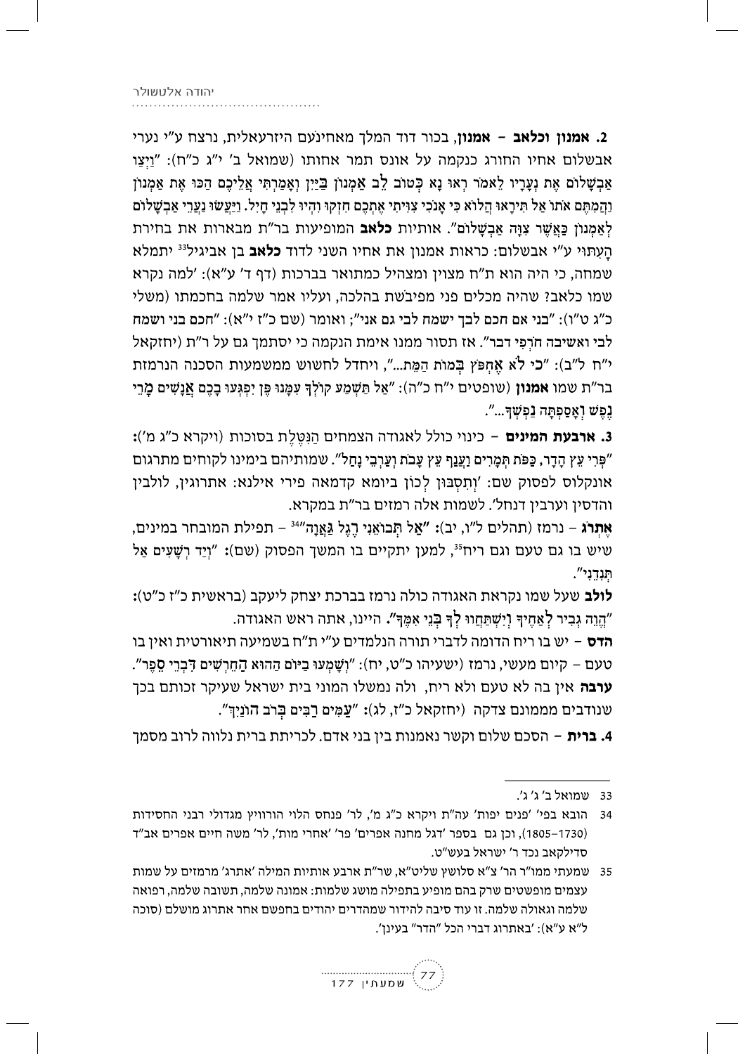**2. אמנון וכלאב – אמנון**, בכור דוד המלך מאחינֹעם היזרעאלית, נרצח ע"י נערי אבשלום אחיו החורג כנקמה על אונס תמר אחותו (שמואל ב' י"ג כ"ח): "וַיְצַו אַבְשָׁלוֹם אֶת נְעָרָיו לֵאמֹר רְאוּ נָא כְּטוֹב לֵב אַמְנוֹן בַּיַּיִן וְאָמַרְתִּי אֲלֵיכֶם הַכּוּ אֶת אַמְנוֹן וַהֲמִתֶּם אֹתוֹ אַל תִּירָאוּ הֲלוֹא כִּי אָנֹכִי צִוִּיתִי אֶתְכֶם חִזְקוּ וִהְיוּ לִבְנֵי חָיִל. וַיַּעֲשׂוּ נַעֲרֵי אַבְשָׁלוֹם לְאַמְנוֹן כַּאֲשֶׁר צִוָּה אַבְשָׁלוֹם". אותיות **כלאב** המופיעות בר"ת מבארות את בחירת העיתוי ע"י אבשלום: כראות אמנון את אחיו השני לדוד **כלאב** בן אביגיל[33] יתמלא שמחה, כי היה הוא ת"ח מצוין ומצהיל כמתואר בברכות (דף ד' ע"א): 'למה נקרא שמו כלאב? שהיה מכלים פני מפיבֹשת בהלכה, ועליו אמר שלמה בחכמתו (משלי כ"ג ט"ו): "בני אם חכם לבך ישמח לבי גם אני"; ואומר (שם כ"ז י"א): "חכם בני ושמח לבי ואשיבה חֹרְפִי דבר". אז תסור ממנו אימת הנקמה כי יסתמך גם על ר"ת (יחזקאל י"ח ל"ב): "**כִּי לֹא אֶחְפֹּץ בְּמוֹת הַמֵּת**...", ויחדל לחשוש ממשמעות הסכנה הנרמזת בר"ת שמו **אמנון** (שופטים י"ח כ"ה): "אַל תַּשְׁמַע קוֹלְךָ עִמָּנוּ פֶּן יִפְגְּעוּ בָכֶם אֲנָשִׁים מָרֵי נֶפֶשׁ וְאָסַפְתָּה נַפְשְׁךָ...".

**3. ארבעת המינים** – כינוי כולל לאגודה הצמחים הַנִּטֶּלֶת בסוכות (ויקרא כ"ג מ'): "פְּרִי עֵץ הָדָר, כַּפֹּת תְּמָרִים וַעֲנַף עֵץ עָבֹת וְעַרְבֵי נָחַל". שמותיהם בימינו לקוחים מתרגום אונקלוס לפסוק שם: 'וְתִסְבּוּן לְכוֹן בְּיוֹמָא קַדְמָאָה פֵּירֵי אִילָנָא: אתרוגין, לולבין והדסין וערבין דנחל'. לשמות אלה רמזים בר"ת במקרא.

**אֶתְרֹג** – נרמז (תהלים ל"ו, יב): "**אַל תְּבוֹאֵנִי רֶגֶל גַּאֲוָה**"[34] – תפילת המובחר במינים, שיש בו גם טעם וגם ריח[35], למען יתקיים בו המשך הפסוק (שם): "וְיַד רְשָׁעִים אַל תְּנִדֵנִי".

**לולב** שעל שמו נקראת האגודה כולה נרמז בברכת יצחק ליעקב (בראשית כ"ז כ"ט): "הֱוֵה גְבִיר **לְ**אַחֶיךָ **וְ**יִשְׁתַּחֲווּ **לְ**ךָ **בְּ**נֵי אִמֶּךָ". היינו, אתה ראש האגודה.

**הדס** – יש בו ריח הדומה לדברי תורה הנלמדים ע"י ת"ח בשמיעה תיאורטית ואין בו טעם – קיום מעשי, נרמז (ישעיהו כ"ט, יח): "וְשָׁמְעוּ בַיּוֹם הַהוּא הַחֵרְשִׁים דִּבְרֵי סֵפֶר".

**ערבה** אין בה לא טעם ולא ריח, ולה נמשלו המוני בית ישראל שעיקר זכותם בכך שנודבים מממונם צדקה (יחזקאל כ"ז, לג): "עַמִּים רַבִּים בְּרֹב הוֹנַיִךְ".

**4. ברית** – הסכם שלום וקשר נאמנות בין בני אדם. לכריתת ברית נלווה לרוב מסמך

---

33 שמואל ב' ג' ג'.

34 הובא בפי' 'פנים יפות' עה"ת ויקרא כ"ג מ', לר' פנחס הלוי הורוויץ מגדולי רבני החסידות (1730–1805), וכן גם בספר 'דגל מחנה אפרים' פר' 'אחרי מות', לר' משה חיים אפרים אב"ד סדילקאב נכד ר' ישראל בעש"ט.

35 שמעתי ממו"ר הר' צ"א סלושץ שליט"א, שר"ת ארבע אותיות המילה 'אתרג' מרמזים על שמות עצמים מופשטים שרק בהם מופיע בתפילה מושג שלמות: אמונה שלמה, תשובה שלמה, רפואה שלמה וגאולה שלמה. זו עוד סיבה להידור שמהדרים יהודים בחפשם אחר אתרוג מושלם (סוכה ל"א ע"א): 'באתרוג דברי הכל "הדר" בעינן'.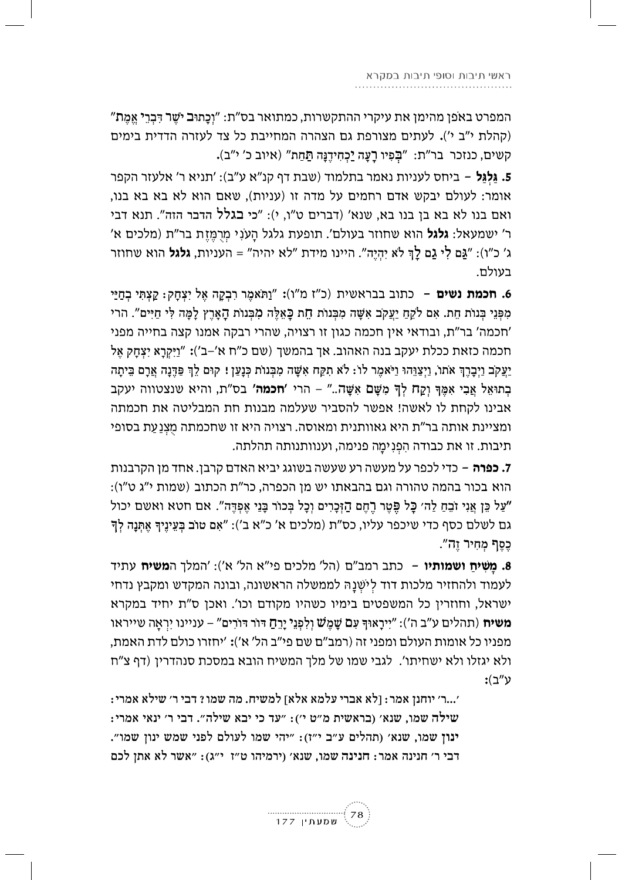המפרט באֹפן מהימן את עיקרי ההתקשרות, כמתואר בס"ת: "וְכָתוּב **יֹשֶׁר** דִּבְרֵי **אֱמֶת**" (קהלת י"ב י'). לעתים מצורפת גם הצהרה המחייבת כל צד לעזרה הדדית בימים קשים, כנזכר בר"ת: "בְּפִיו **רָעָה** יַכְחִידֶנָּה **תַּחַת**" (איוב כ' י"ב).

**5. גַּלְגַּל** – ביחס לעניות נאמר בתלמוד (שבת דף קנ"א ע"ב): 'תניא ר' אלעזר הקפר אומר: לעולם יבקש אדם רחמים על מדה זו (עניות), שאם הוא לא בא בא בנו, ואם בנו לא בא בן בנו בא, שנא' (דברים ט"ו, י): "כי **בגלל** הדבר הזה". תנא דבי ר' ישמעאל: **גלגל** הוא שחוזר בעולם'. תופעת גלגל הָעֹנִי מְרֻמֶּזֶת בר"ת (מלכים א' ג' כ"ו): "גַּם לִי גַם לָךְ לֹא יִהְיֶה". היינו מידת "לא יהיה" = העניות, **גלגל** הוא שחוזר בעולם.

**6. חכמת נשים** – כתוב בבראשית (כ"ז מ"ו): "וַתֹּאמֶר רִבְקָה אֶל יִצְחָק: קַצְתִּי בְחַיַּי מִפְּנֵי בְּנוֹת חֵת. אִם לֹקֵחַ יַעֲקֹב אִשָּׁה מִבְּנוֹת חֵת כָּאֵלֶּה מִבְּנוֹת הָאָרֶץ לָמָּה לִּי חַיִּים". הרי 'חכמה' בר"ת, ובודאי אין חכמה כגון זו רצויה, שהרי רבקה אמנו קצה בחייה מפני חכמה כזאת ככלת יעקב בנה האהוב. אך בהמשך (שם כ"ח א'–ב'): "וַיִּקְרָא יִצְחָק אֶל יַעֲקֹב וַיְבָרֶךְ אֹתוֹ, וַיְצַוֵּהוּ וַיֹּאמֶר לוֹ: לֹא תִקַּח אִשָּׁה מִבְּנוֹת כְּנָעַן! קוּם לֵךְ פַּדֶּנָה אֲרָם בֵּיתָה בְתוּאֵל אֲבִי אִמֶּךָ וְקַח לְךָ מִשָּׁם אִשָּׁה.." – הרי **'חכמה'** בס"ת, והיא שנצטווה יעקב אבינו לקחת לו לאשה! אפשר להסביר שעלמה מבנות חת המבליטה את חכמתה ומציינת אותה בר"ת היא גאוותנית ומאוסה. רצויה היא זו שחכמתה מְצֻנַּעַת בסופי תיבות. זו את כבודה הַפְּנִימָה פנימה, וענוותנותה תהלתה.

**7. כפרה** – כדי לכפר על מעשה רע שעשה בשוגג יביא האדם קרבן. אחד מן הקרבנות הוא בכור בהמה טהורה וגם בהבאתו יש מן הכפרה, כר"ת הכתוב (שמות י"ג ט"ו): "עַל כֵּן אֲנִי זֹבֵחַ לַה' כָּל פֶּטֶר רֶחֶם הַזְּכָרִים וְכָל בְּכוֹר בָּנַי אֶפְדֶּה". אם חטא ואשם יכול גם לשלם כסף כדי שיכפר עליו, כס"ת (מלכים א' כ"א ב'): "אִם טוֹב בְּעֵינֶיךָ אֶתְּנָה לְךָ כֶסֶף מְחִיר זֶה".

**8. מָשִׁיחַ ושמותיו** – כתב רמב"ם (הל' מלכים פי"א הל' א'): 'המלך ה**משיח** עתיד לעמוד ולהחזיר מלכות דוד לְיָשְׁנָהּ לממשלה הראשונה, ובונה המקדש ומקבץ נדחי ישראל, וחוזרין כל המשפטים בימיו כשהיו מקודם וכו'. ואכן ס"ת יחיד במקרא **משיח** (תהלים ע"ב ה'): "יִירָאוּךָ עִם שָׁמֶשׁ וְלִפְנֵי יָרֵחַ דּוֹר דּוֹרִים" – עניינו יִרְאָה שייראו מפניו כל אומות העולם ומפני זה (רמב"ם שם פי"ב הל' א'): 'יחזרו כולם לדת האמת, ולא יגזלו ולא ישחיתו'. לגבי שמו של מלך המשיח הובא במסכת סנהדרין (דף צ"ח ע"ב):

'...ר' יוחנן אמר: [לא אברי עלמא אלא] למשיח. מה שמו? דבי ר' שילא אמרי: **שילה שמו**, שנא' (בראשית מ"ט י'): "עד כי יבא שילה". דבי ר' ינאי אמרי: **ינון שמו**, שנא' (תהלים ע"ב י"ז): "יהי שמו לעולם לפני שמש ינון שמו". דבי ר' חנינה אמר: **חנינה שמו**, שנא' (ירמיהו ט"ז י"ג): "אשר לא אתן לכם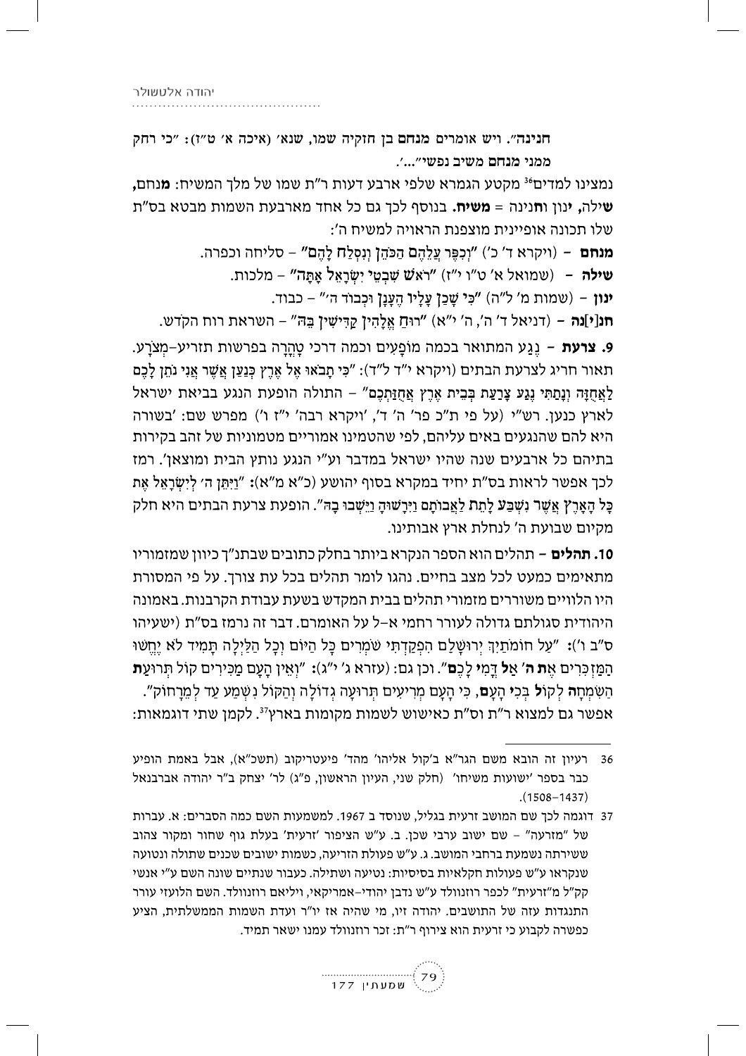**חנינה". ויש אומרים מנחם בן חזקיה שמו, שנא' (איכה א' ט"ז): "כי רחק ממני מנחם משיב נפשי"...'.**

נמצינו למדים[36] מקטע הגמרא שלפי ארבע דעות ר"ת שמו של מלך המשיח: **מ**נחם**, ש**ילה, **י**נון ו**ח**נינה = **משיח.** בנוסף לכך גם כל אחד מארבעת השמות מבטא בס"ת שלו תכונה אופיינית מוצפנת הראויה למשיח ה':

**מנחם** – (ויקרא ד' כ') "**וְ**כִפֶּר עֲלֵהֶ**ם** הַכֹּהֵ**ן** וְנִסְלַ**ח** לָהֶ**ם**" – סליחה וכפרה.

**שילה** – (שמואל א' ט"ו י"ז) "רֹא**שׁ** שִׁבְטֵ**י** יִשְׂרָאֵ**ל** אָתָּ**ה**" – מלכות.

**ינון** – (שמות מ' ל"ה) "כִּ**י** שָׁכַ**ן** עָלָי**ו** הֶעָנָ**ן** וּכְבוֹד ה'" – כבוד.

**חנ[י]נה** – (דניאל ד' ה', ה' י"א) "רוּחַ אֱלָהִי**ן** קַדִּישִׁי**ן** בֵּהּ" – השראת רוח הקדש.

**9. צרעת** – נֶגַע המתואר בכמה מוֹפָעים וכמה דרכי טָהֳרָה בפרשות תזריע–מְצֹרָע. תאור חריג לצרעת הבתים (ויקרא י"ד ל"ד): "כִּי תָבֹאוּ אֶל אֶרֶץ כְּנַעַן אֲשֶׁר אֲנִי נֹתֵן לָכֶם לַאֲחֻזָּה וְנָתַתִּי נֶגַע צָרַעַת בְּבֵית אֶרֶץ אֲחֻזַּתְכֶם" – התולה הופעת הנגע בביאת ישראל לארץ כנען. רש"י (על פי ת"כ פר' ה' ד', 'ויקרא רבה' י"ז ו') מפרש שם: 'בשורה היא להם שהנגעים באים עליהם, לפי שהטמינו אמוריים מטמוניות של זהב בקירות בתיהם כל ארבעים שנה שהיו ישראל במדבר וע"י הנגע נותץ הבית ומוצאן'. רמז לכך אפשר לראות בס"ת יחיד במקרא בסוף יהושע (כ"א מ"א): "וַיִּתֵּן ה' לְיִשְׂרָאֵל אֶת כָּל הָאָרֶ**ץ** אֲשֶׁ**ר** נִשְׁבַּ**ע** לָתֵ**ת** לַאֲבוֹתָם וַיִּרָשׁוּהָ וַיֵּשְׁבוּ בָהּ". הופעת צרעת הבתים היא חלק מקיום שבועת ה' לנחלת ארץ אבותינו.

**10. תהלים** – תהלים הוא הספר הנקרא ביותר בחלק כתובים שבתנ"ך כיוון שמזמוריו מתאימים כמעט לכל מצב בחיים. נהגו לומר תהלים בכל עת צורך. על פי המסורת היו הלוויים משוררים מזמורי תהלים בבית המקדש בשעת עבודת הקרבנות. באמונה היהודית סגולתם גדולה לעורר רחמי א–ל על האומרים. דבר זה נרמז בס"ת (ישעיהו ס"ב ו'): "עַל חוֹמֹתַיִךְ יְרוּשָׁלַם הִפְקַדְתִּי שֹׁמְרִים כָּל הַיּוֹם וְכָל הַלַּיְלָה תָּמִיד לֹא יֶחֱשׁוּ הַמַּזְכִּרִים **אֶת ה' אַל דֳּמִי לָכֶם**". וכן גם: (עזרא ג' י"ג): "וְאֵין הָעָם מַכִּירִים קוֹל תְּרוּעַ**ת** הַשִּׂמְחָ**ה** לְקוֹ**ל** בְּכִ**י** הָעָ**ם**, כִּי הָעָם מְרִיעִים תְּרוּעָה גְדוֹלָה וְהַקּוֹל נִשְׁמַע עַד לְמֵרָחוֹק". אפשר גם למצוא ר"ת וס"ת כאישוש לשמות מקומות בארץ[37]. לקמן שתי דוגמאות:

---

36 רעיון זה הובא משם הגר"א ב'קול אליהו' מהד' פיעטריקוב (תשכ"א), אבל באמת הופיע כבר בספר 'ישועות משיחו' (חלק שני, העיון הראשון, פ"ג) לר' יצחק ב"ר יהודה אברבנאל (1437–1508).

37 דוגמה לכך שם המושב זרעית בגליל, שנוסד ב 1967. למשמעות השם כמה הסברים: א. עברות של "מזרעה" – שם ישוב ערבי שכן. ב. ע"ש הציפור 'זרעית' בעלת גוף שחור ומקור צהוב ששירתה נשמעת ברחבי המושב. ג. ע"ש פעולת הזריעה, כשמות ישובים שכנים שתולה ונטועה שנקראו ע"ש פעולות חקלאיות בסיסיות: נטיעה ושתילה. כעבור שנתיים שונה השם ע"י אנשי קק"ל מ"זרעית" לכפר רוזנוולד ע"ש נדבן יהודי–אמריקאי, ויליאם רוזנוולד. השם הלועזי עורר התנגדות עזה של התושבים. יהודה זיו, מי שהיה אז יו"ר ועדת השמות הממשלתית, הציע כפשרה לקבוע כי זרעית הוא צירוף ר"ת: זכר רוזנוולד עמנו ישאר תמיד.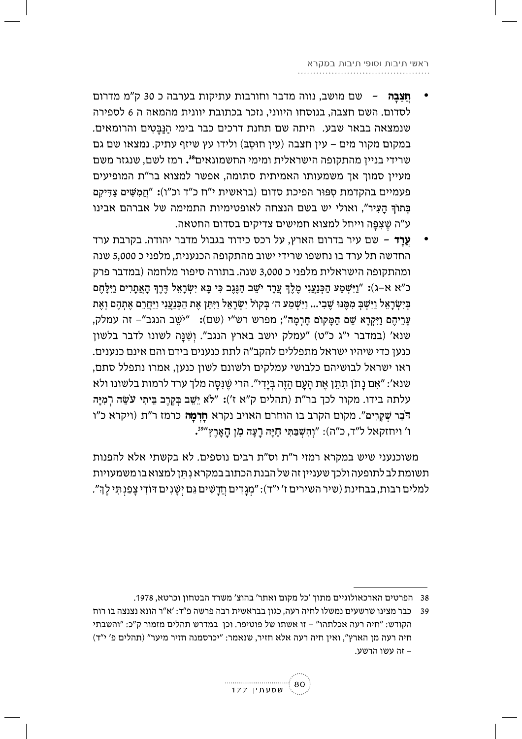- **חֲצֵבָה** – שם מושב, נווה מדבר וחורבות עתיקות בערבה כ 30 ק"מ מדרום לסדום. השם חצבה, בנוסחו היווני, נזכר בכתובת יוונית מהמאה ה 6 לספירה שנמצאה בבאר שבע. היתה שם תחנת דרכים כבר בימי הַנַּבָּטִים והרומאים. במקום מקור מים – עין חצבה (עֵין חוּסֵב) ולידו עץ שיזף עתיק. נמצאו שם גם שרידי בניין מהתקופה הישראלית ומימי החשמונאים[38]. רמז לשם, שנגזר משם מעיין סמוך אך משמעותו האמיתית סתומה, אפשר למצוא בר"ת המופיעים פעמיים בהקדמת סִפּוּר הפיכת סדום (בראשית י"ח כ"ד וכ"ו): "חֲמִשִּׁים צַדִּיקִם בְּתוֹךְ הָעִיר", ואולי יש בשם הנצחה לאופטימיות התמימה של אברהם אבינו ע"ה שֶׁצִּפָּה וייחל למצוא חמישים צדיקים בסדום החטאה.
- **עֲרָד** – שם עיר בדרום הארץ, על רכס כידוד בגבול מדבר יהודה. בקרבת ערד החדשה תל ערד בו נחשפו שרידי ישוב מהתקופה הכנענית, מלפני כ 5,000 שנה ומהתקופה הישראלית מלפני כ 3,000 שנה. בתורה סיפור מלחמה (במדבר פרק כ"א א–ג): "וַיִּשְׁמַע הַכְּנַעֲנִי מֶלֶךְ עֲרָד יֹשֵׁב הַנֶּגֶב כִּי בָּא יִשְׂרָאֵל דֶּרֶךְ הָאֲתָרִים וַיִּלָּחֶם בְּיִשְׂרָאֵל וַיִּשְׁבְּ מִמֶּנּוּ שֶׁבִי... וַיִּשְׁמַע ה' בְּקוֹל יִשְׂרָאֵל וַיִּתֵּן אֶת הַכְּנַעֲנִי וַיַּחֲרֵם אֶתְהֶם וְאֶת עָרֵיהֶם וַיִּקְרָא שֵׁם הַמָּקוֹם חָרְמָה"; מפרש רש"י (שם): "יֹשֵׁב הנגב"– זה עמלק, שנא' (במדבר י"ג כ"ט) "עמלק יושב בארץ הנגב". וְשִׁנָּה לשונו לדבר בלשון כנען כדי שיהיו ישראל מתפללים להקב"ה לתת כנענים בידם והם אינם כנענים. ראו ישראל לבושיהם כלבושי עמלקים ולשונם לשון כנען, אמרו נתפלל סתם, שנא': "אִם נָתֹן תִּתֵּן אֶת הָעָם הַזֶּה בְּיָדִי". הרי שֶׁנִּסָּה מלך ערד לרמות בלשונו ולא עלתה בידו. מקור לכך בר"ת (תהלים ק"א ז'): "לֹא יֵשֵׁב בְּקֶרֶב בֵּיתִי **ע**ֹשֵׂה **ר**ְמִיָּה **ד**ֹּבֵר שְׁקָרִים". מקום הקרב בו הוחרם האויב נקרא **חָרְמָה** כרמז ר"ת (ויקרא כ"ו ו' ויחזקאל ל"ד, כ"ה): "וְהִשְׁבַּתִּי חַיָּה רָעָה מִן הָאָרֶץ"[39].

משוכנעני שיש במקרא רמזי ר"ת וס"ת רבים נוספים. לא בקשתי אלא להפנות תשומת לב לתופעה ולכך שעניין זה של הבנת הכתוב במקרא נִתַּן למצוא בו משמעויות למלים רבות, בבחינת (שיר השירים ז' י"ד): "מְגָדִים חֲדָשִׁים גַּם יְשָׁנִים דּוֹדִי צָפַנְתִּי לָךְ".

---

38 הפרטים הארכאולוגיים מתוך 'כל מקום ואתר' בהוצ' משרד הבטחון וכרטא, 1978.

39 כבר מצינו שרשעים נמשלו לחיה רעה, כגון בבראשית רבה פרשה פ"ד: 'א"ר הונא נצנצה בו רוח הקודש: "חיה רעה אכלתהו" – זו אשתו של פוטיפר. וכן במדרש תהלים מזמור ק"כ: "והשבתי חיה רעה מן הארץ", ואין חיה רעה אלא חזיר, שנאמר: "יכרסמנה חזיר מיער" (תהלים פ' י"ד) – זה עשו הרשע.